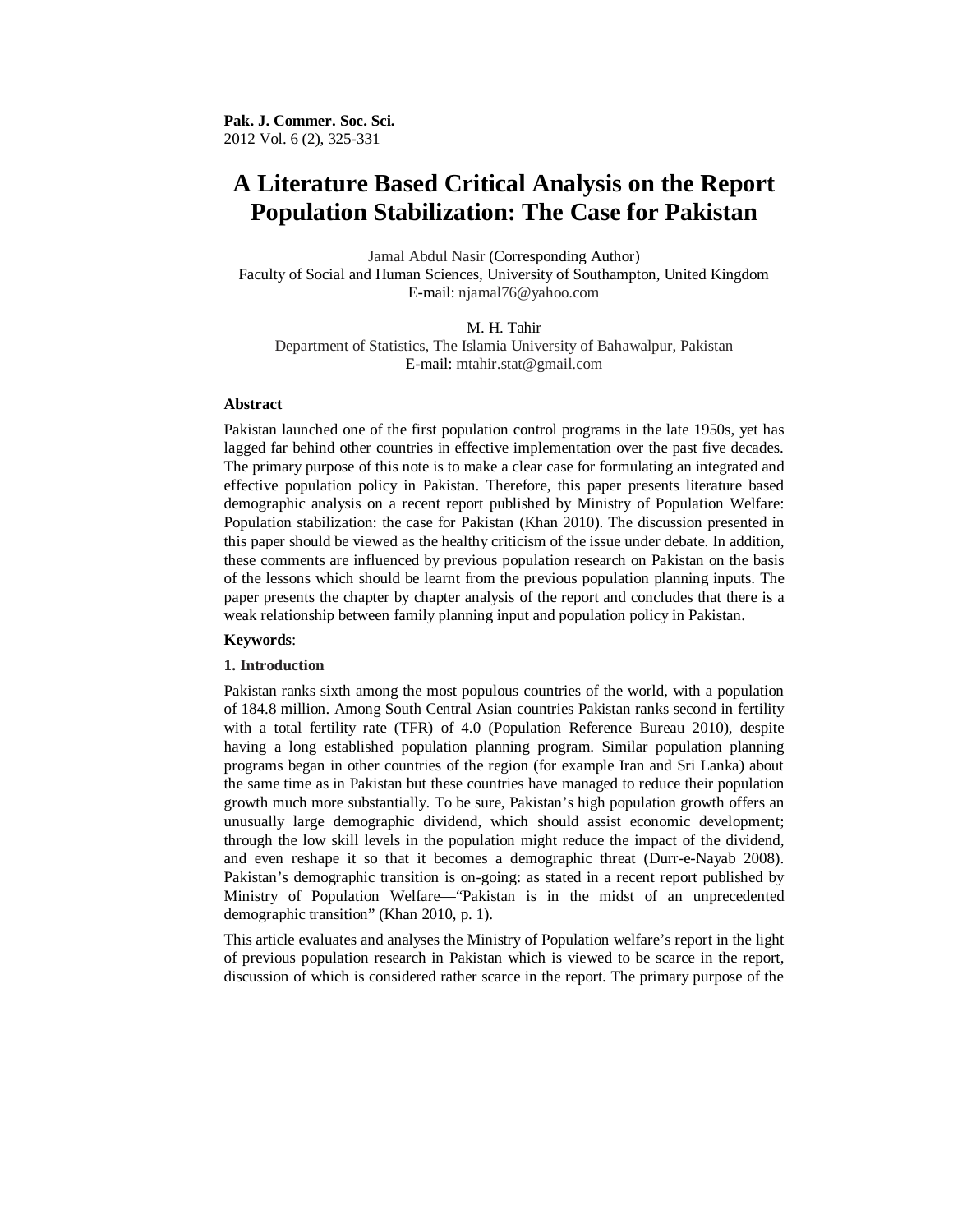# A Literature Based Critical Analysis on the Report Population Stabilization: The Case for Pakistan

Jamal Abdul Nasir (Corresponding Author)
Faculty of Social and Human Sciences, University of Southampton, United Kingdom
E-mail: njamal76@yahoo.com

M. H. Tahir
Department of Statistics, The Islamia University of Bahawalpur, Pakistan
E-mail: mtahir.stat@gmail.com

### Abstract

Pakistan launched one of the first population control programs in the late 1950s, yet has lagged far behind other countries in effective implementation over the past five decades. The primary purpose of this note is to make a clear case for formulating an integrated and effective population policy in Pakistan. Therefore, this paper presents literature based demographic analysis on a recent report published by Ministry of Population Welfare: Population stabilization: the case for Pakistan (Khan 2010). The discussion presented in this paper should be viewed as the healthy criticism of the issue under debate. In addition, these comments are influenced by previous population research on Pakistan on the basis of the lessons which should be learnt from the previous population planning inputs. The paper presents the chapter by chapter analysis of the report and concludes that there is a weak relationship between family planning input and population policy in Pakistan.

**Keywords**:

### 1. Introduction

Pakistan ranks sixth among the most populous countries of the world, with a population of 184.8 million. Among South Central Asian countries Pakistan ranks second in fertility with a total fertility rate (TFR) of 4.0 (Population Reference Bureau 2010), despite having a long established population planning program. Similar population planning programs began in other countries of the region (for example Iran and Sri Lanka) about the same time as in Pakistan but these countries have managed to reduce their population growth much more substantially. To be sure, Pakistan's high population growth offers an unusually large demographic dividend, which should assist economic development; through the low skill levels in the population might reduce the impact of the dividend, and even reshape it so that it becomes a demographic threat (Durr-e-Nayab 2008). Pakistan's demographic transition is on-going: as stated in a recent report published by Ministry of Population Welfare—"Pakistan is in the midst of an unprecedented demographic transition" (Khan 2010, p. 1).

This article evaluates and analyses the Ministry of Population welfare's report in the light of previous population research in Pakistan which is viewed to be scarce in the report, discussion of which is considered rather scarce in the report. The primary purpose of the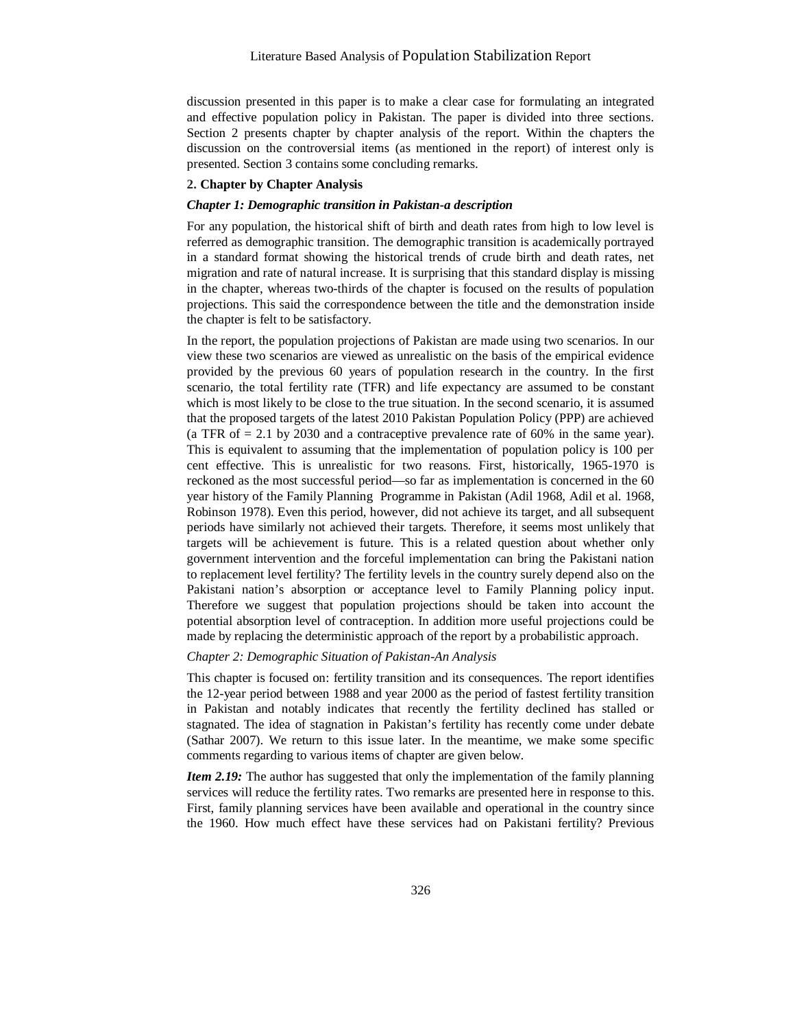discussion presented in this paper is to make a clear case for formulating an integrated and effective population policy in Pakistan. The paper is divided into three sections. Section 2 presents chapter by chapter analysis of the report. Within the chapters the discussion on the controversial items (as mentioned in the report) of interest only is presented. Section 3 contains some concluding remarks.

## 2. Chapter by Chapter Analysis

### *Chapter 1: Demographic transition in Pakistan-a description*

For any population, the historical shift of birth and death rates from high to low level is referred as demographic transition. The demographic transition is academically portrayed in a standard format showing the historical trends of crude birth and death rates, net migration and rate of natural increase. It is surprising that this standard display is missing in the chapter, whereas two-thirds of the chapter is focused on the results of population projections. This said the correspondence between the title and the demonstration inside the chapter is felt to be satisfactory.

In the report, the population projections of Pakistan are made using two scenarios. In our view these two scenarios are viewed as unrealistic on the basis of the empirical evidence provided by the previous 60 years of population research in the country. In the first scenario, the total fertility rate (TFR) and life expectancy are assumed to be constant which is most likely to be close to the true situation. In the second scenario, it is assumed that the proposed targets of the latest 2010 Pakistan Population Policy (PPP) are achieved (a TFR of = 2.1 by 2030 and a contraceptive prevalence rate of 60% in the same year). This is equivalent to assuming that the implementation of population policy is 100 per cent effective. This is unrealistic for two reasons. First, historically, 1965-1970 is reckoned as the most successful period—so far as implementation is concerned in the 60 year history of the Family Planning Programme in Pakistan (Adil 1968, Adil et al. 1968, Robinson 1978). Even this period, however, did not achieve its target, and all subsequent periods have similarly not achieved their targets. Therefore, it seems most unlikely that targets will be achievement is future. This is a related question about whether only government intervention and the forceful implementation can bring the Pakistani nation to replacement level fertility? The fertility levels in the country surely depend also on the Pakistani nation's absorption or acceptance level to Family Planning policy input. Therefore we suggest that population projections should be taken into account the potential absorption level of contraception. In addition more useful projections could be made by replacing the deterministic approach of the report by a probabilistic approach.

### *Chapter 2: Demographic Situation of Pakistan-An Analysis*

This chapter is focused on: fertility transition and its consequences. The report identifies the 12-year period between 1988 and year 2000 as the period of fastest fertility transition in Pakistan and notably indicates that recently the fertility declined has stalled or stagnated. The idea of stagnation in Pakistan's fertility has recently come under debate (Sathar 2007). We return to this issue later. In the meantime, we make some specific comments regarding to various items of chapter are given below.

***Item 2.19:*** The author has suggested that only the implementation of the family planning services will reduce the fertility rates. Two remarks are presented here in response to this. First, family planning services have been available and operational in the country since the 1960. How much effect have these services had on Pakistani fertility? Previous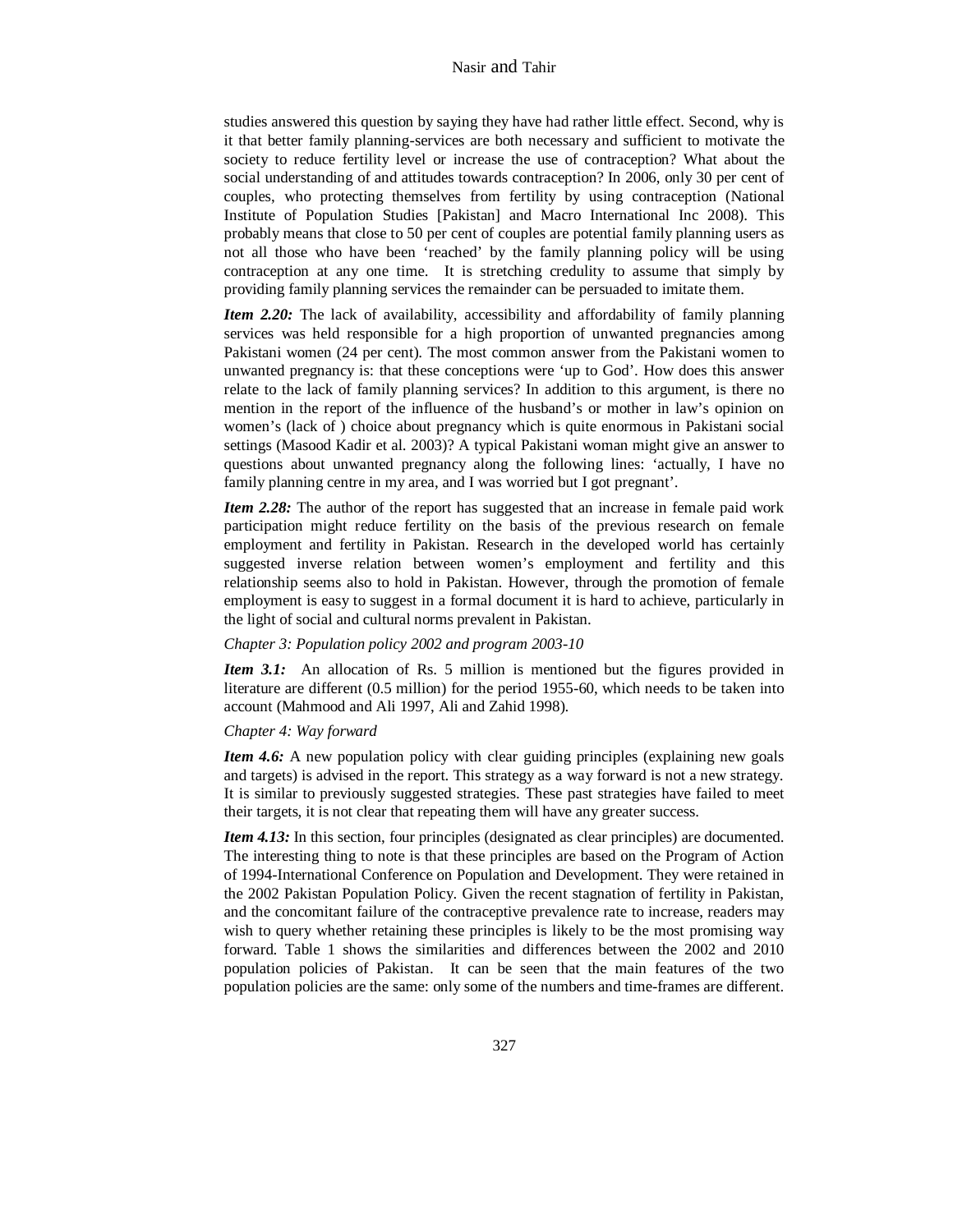studies answered this question by saying they have had rather little effect. Second, why is it that better family planning-services are both necessary and sufficient to motivate the society to reduce fertility level or increase the use of contraception? What about the social understanding of and attitudes towards contraception? In 2006, only 30 per cent of couples, who protecting themselves from fertility by using contraception (National Institute of Population Studies [Pakistan] and Macro International Inc 2008). This probably means that close to 50 per cent of couples are potential family planning users as not all those who have been 'reached' by the family planning policy will be using contraception at any one time. It is stretching credulity to assume that simply by providing family planning services the remainder can be persuaded to imitate them.

***Item 2.20:*** The lack of availability, accessibility and affordability of family planning services was held responsible for a high proportion of unwanted pregnancies among Pakistani women (24 per cent). The most common answer from the Pakistani women to unwanted pregnancy is: that these conceptions were 'up to God'. How does this answer relate to the lack of family planning services? In addition to this argument, is there no mention in the report of the influence of the husband's or mother in law's opinion on women's (lack of ) choice about pregnancy which is quite enormous in Pakistani social settings (Masood Kadir et al. 2003)? A typical Pakistani woman might give an answer to questions about unwanted pregnancy along the following lines: 'actually, I have no family planning centre in my area, and I was worried but I got pregnant'.

***Item 2.28:*** The author of the report has suggested that an increase in female paid work participation might reduce fertility on the basis of the previous research on female employment and fertility in Pakistan. Research in the developed world has certainly suggested inverse relation between women's employment and fertility and this relationship seems also to hold in Pakistan. However, through the promotion of female employment is easy to suggest in a formal document it is hard to achieve, particularly in the light of social and cultural norms prevalent in Pakistan.

*Chapter 3: Population policy 2002 and program 2003-10*

***Item 3.1:*** An allocation of Rs. 5 million is mentioned but the figures provided in literature are different (0.5 million) for the period 1955-60, which needs to be taken into account (Mahmood and Ali 1997, Ali and Zahid 1998).

*Chapter 4: Way forward*

***Item 4.6:*** A new population policy with clear guiding principles (explaining new goals and targets) is advised in the report. This strategy as a way forward is not a new strategy. It is similar to previously suggested strategies. These past strategies have failed to meet their targets, it is not clear that repeating them will have any greater success.

***Item 4.13:*** In this section, four principles (designated as clear principles) are documented. The interesting thing to note is that these principles are based on the Program of Action of 1994-International Conference on Population and Development. They were retained in the 2002 Pakistan Population Policy. Given the recent stagnation of fertility in Pakistan, and the concomitant failure of the contraceptive prevalence rate to increase, readers may wish to query whether retaining these principles is likely to be the most promising way forward. Table 1 shows the similarities and differences between the 2002 and 2010 population policies of Pakistan. It can be seen that the main features of the two population policies are the same: only some of the numbers and time-frames are different.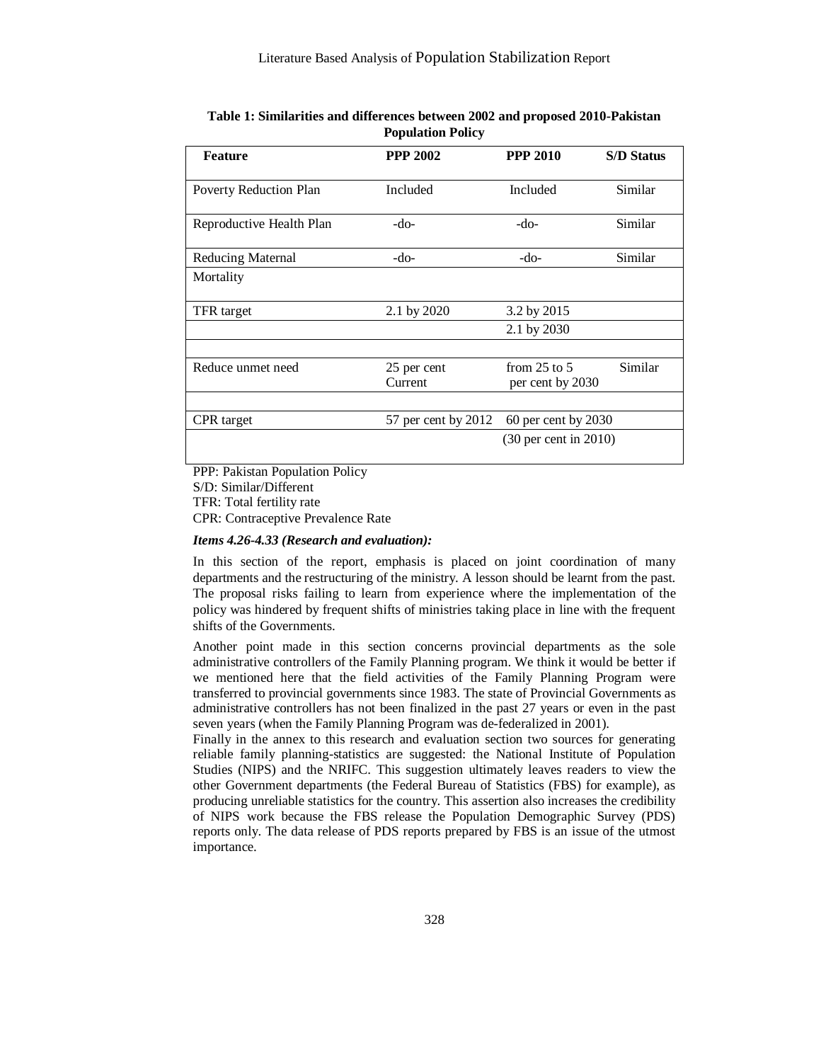**Table 1: Similarities and differences between 2002 and proposed 2010-Pakistan Population Policy**

| Feature | PPP 2002 | PPP 2010 | S/D Status |
|---|---|---|---|
| Poverty Reduction Plan | Included | Included | Similar |
| Reproductive Health Plan | -do- | -do- | Similar |
| Reducing Maternal Mortality | -do- | -do- | Similar |
| TFR target | 2.1 by 2020 | 3.2 by 2015 | |
| | | 2.1 by 2030 | |
| Reduce unmet need | 25 per cent Current | from 25 to 5 per cent by 2030 | Similar |
| CPR target | 57 per cent by 2012 | 60 per cent by 2030 | |
| | | (30 per cent in 2010) | |

PPP: Pakistan Population Policy
S/D: Similar/Different
TFR: Total fertility rate
CPR: Contraceptive Prevalence Rate

***Items 4.26-4.33 (Research and evaluation):***

In this section of the report, emphasis is placed on joint coordination of many departments and the restructuring of the ministry. A lesson should be learnt from the past. The proposal risks failing to learn from experience where the implementation of the policy was hindered by frequent shifts of ministries taking place in line with the frequent shifts of the Governments.

Another point made in this section concerns provincial departments as the sole administrative controllers of the Family Planning program. We think it would be better if we mentioned here that the field activities of the Family Planning Program were transferred to provincial governments since 1983. The state of Provincial Governments as administrative controllers has not been finalized in the past 27 years or even in the past seven years (when the Family Planning Program was de-federalized in 2001).

Finally in the annex to this research and evaluation section two sources for generating reliable family planning-statistics are suggested: the National Institute of Population Studies (NIPS) and the NRIFC. This suggestion ultimately leaves readers to view the other Government departments (the Federal Bureau of Statistics (FBS) for example), as producing unreliable statistics for the country. This assertion also increases the credibility of NIPS work because the FBS release the Population Demographic Survey (PDS) reports only. The data release of PDS reports prepared by FBS is an issue of the utmost importance.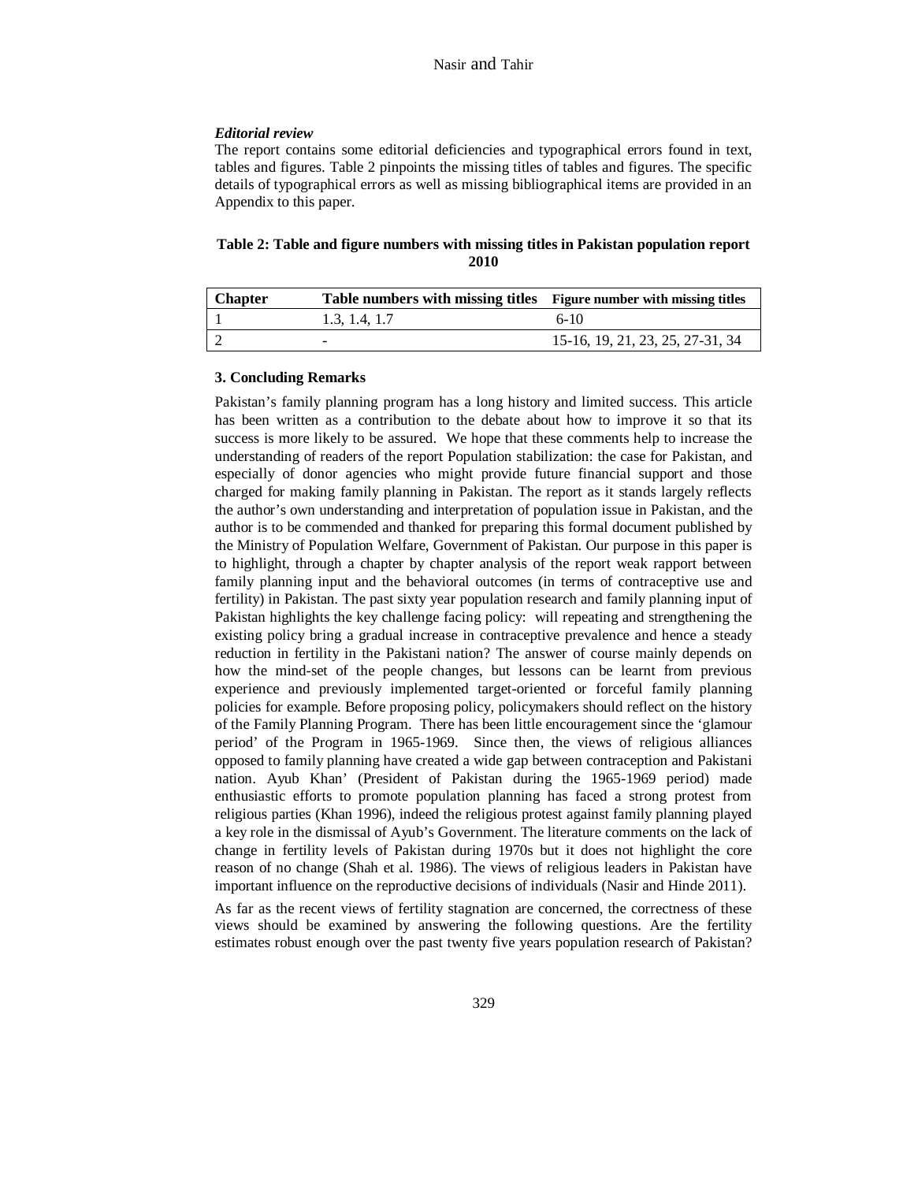***Editorial review***

The report contains some editorial deficiencies and typographical errors found in text, tables and figures. Table 2 pinpoints the missing titles of tables and figures. The specific details of typographical errors as well as missing bibliographical items are provided in an Appendix to this paper.

**Table 2: Table and figure numbers with missing titles in Pakistan population report 2010**

| Chapter | Table numbers with missing titles | Figure number with missing titles |
|---|---|---|
| 1 | 1.3, 1.4, 1.7 | 6-10 |
| 2 | - | 15-16, 19, 21, 23, 25, 27-31, 34 |

### 3. Concluding Remarks

Pakistan's family planning program has a long history and limited success. This article has been written as a contribution to the debate about how to improve it so that its success is more likely to be assured. We hope that these comments help to increase the understanding of readers of the report Population stabilization: the case for Pakistan, and especially of donor agencies who might provide future financial support and those charged for making family planning in Pakistan. The report as it stands largely reflects the author's own understanding and interpretation of population issue in Pakistan, and the author is to be commended and thanked for preparing this formal document published by the Ministry of Population Welfare, Government of Pakistan. Our purpose in this paper is to highlight, through a chapter by chapter analysis of the report weak rapport between family planning input and the behavioral outcomes (in terms of contraceptive use and fertility) in Pakistan. The past sixty year population research and family planning input of Pakistan highlights the key challenge facing policy: will repeating and strengthening the existing policy bring a gradual increase in contraceptive prevalence and hence a steady reduction in fertility in the Pakistani nation? The answer of course mainly depends on how the mind-set of the people changes, but lessons can be learnt from previous experience and previously implemented target-oriented or forceful family planning policies for example. Before proposing policy, policymakers should reflect on the history of the Family Planning Program. There has been little encouragement since the 'glamour period' of the Program in 1965-1969. Since then, the views of religious alliances opposed to family planning have created a wide gap between contraception and Pakistani nation. Ayub Khan' (President of Pakistan during the 1965-1969 period) made enthusiastic efforts to promote population planning has faced a strong protest from religious parties (Khan 1996), indeed the religious protest against family planning played a key role in the dismissal of Ayub's Government. The literature comments on the lack of change in fertility levels of Pakistan during 1970s but it does not highlight the core reason of no change (Shah et al. 1986). The views of religious leaders in Pakistan have important influence on the reproductive decisions of individuals (Nasir and Hinde 2011).

As far as the recent views of fertility stagnation are concerned, the correctness of these views should be examined by answering the following questions. Are the fertility estimates robust enough over the past twenty five years population research of Pakistan?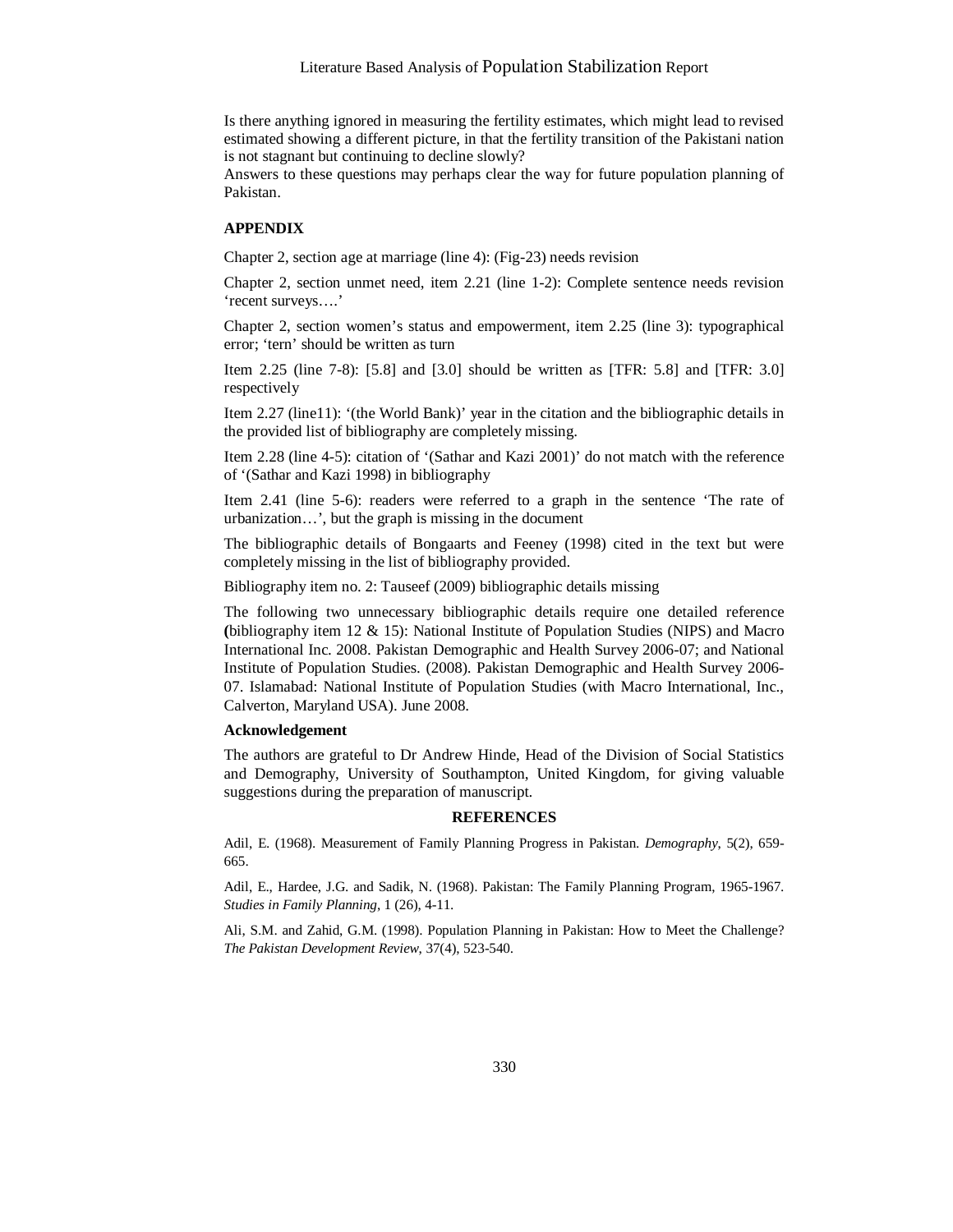Is there anything ignored in measuring the fertility estimates, which might lead to revised estimated showing a different picture, in that the fertility transition of the Pakistani nation is not stagnant but continuing to decline slowly?

Answers to these questions may perhaps clear the way for future population planning of Pakistan.

## APPENDIX

Chapter 2, section age at marriage (line 4): (Fig-23) needs revision

Chapter 2, section unmet need, item 2.21 (line 1-2): Complete sentence needs revision 'recent surveys….'

Chapter 2, section women's status and empowerment, item 2.25 (line 3): typographical error; 'tern' should be written as turn

Item 2.25 (line 7-8): [5.8] and [3.0] should be written as [TFR: 5.8] and [TFR: 3.0] respectively

Item 2.27 (line11): '(the World Bank)' year in the citation and the bibliographic details in the provided list of bibliography are completely missing.

Item 2.28 (line 4-5): citation of '(Sathar and Kazi 2001)' do not match with the reference of '(Sathar and Kazi 1998) in bibliography

Item 2.41 (line 5-6): readers were referred to a graph in the sentence 'The rate of urbanization…', but the graph is missing in the document

The bibliographic details of Bongaarts and Feeney (1998) cited in the text but were completely missing in the list of bibliography provided.

Bibliography item no. 2: Tauseef (2009) bibliographic details missing

The following two unnecessary bibliographic details require one detailed reference **(**bibliography item 12 & 15): National Institute of Population Studies (NIPS) and Macro International Inc. 2008. Pakistan Demographic and Health Survey 2006-07; and National Institute of Population Studies. (2008). Pakistan Demographic and Health Survey 2006-07. Islamabad: National Institute of Population Studies (with Macro International, Inc., Calverton, Maryland USA). June 2008.

### Acknowledgement

The authors are grateful to Dr Andrew Hinde, Head of the Division of Social Statistics and Demography, University of Southampton, United Kingdom, for giving valuable suggestions during the preparation of manuscript.

## REFERENCES

Adil, E. (1968). Measurement of Family Planning Progress in Pakistan. *Demography*, 5(2), 659-665.

Adil, E., Hardee, J.G. and Sadik, N. (1968). Pakistan: The Family Planning Program, 1965-1967. *Studies in Family Planning*, 1 (26), 4-11.

Ali, S.M. and Zahid, G.M. (1998). Population Planning in Pakistan: How to Meet the Challenge? *The Pakistan Development Review*, 37(4), 523-540.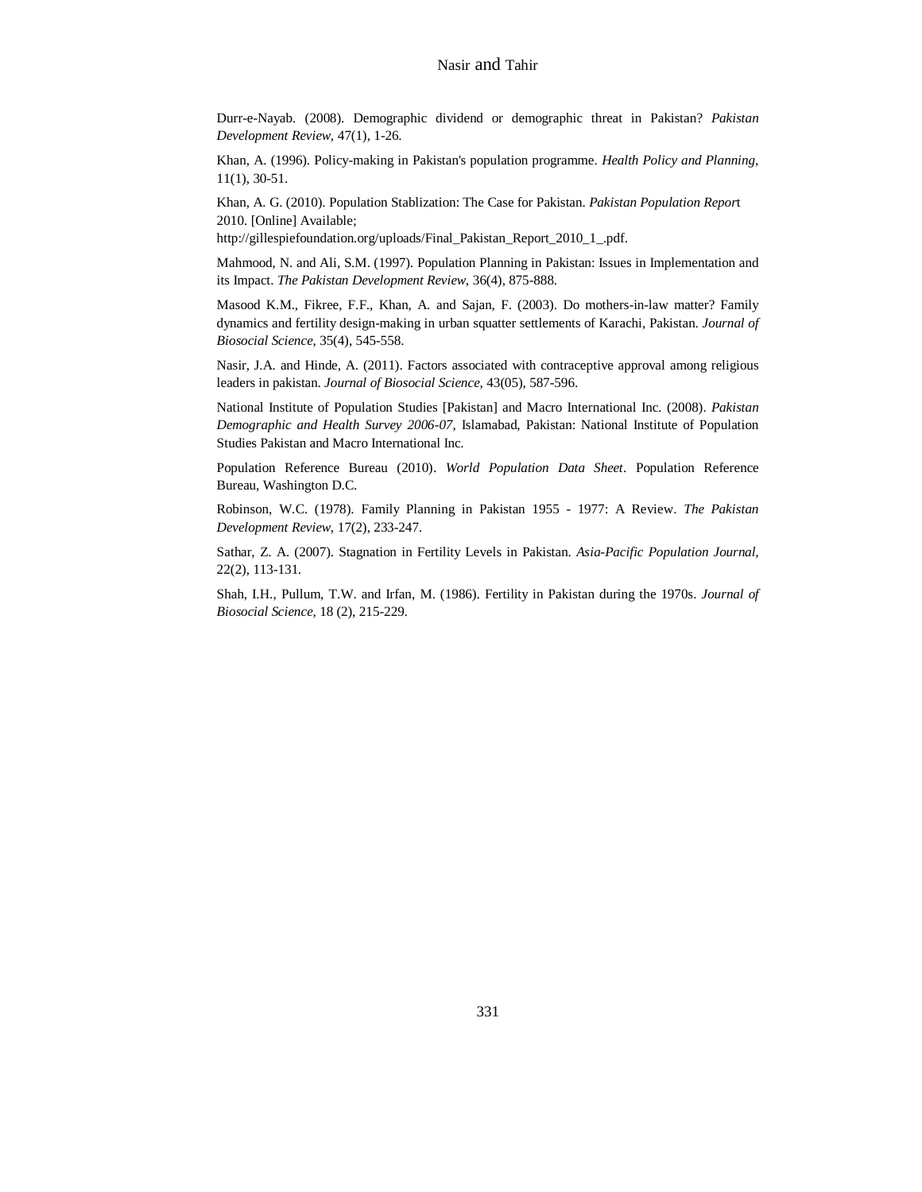Durr-e-Nayab. (2008). Demographic dividend or demographic threat in Pakistan? *Pakistan Development Review*, 47(1), 1-26.

Khan, A. (1996). Policy-making in Pakistan's population programme. *Health Policy and Planning*, 11(1), 30-51.

Khan, A. G. (2010). Population Stablization: The Case for Pakistan. *Pakistan Population Repor*t 2010. [Online] Available; http://gillespiefoundation.org/uploads/Final_Pakistan_Report_2010_1_.pdf.

Mahmood, N. and Ali, S.M. (1997). Population Planning in Pakistan: Issues in Implementation and its Impact. *The Pakistan Development Review*, 36(4), 875-888.

Masood K.M., Fikree, F.F., Khan, A. and Sajan, F. (2003). Do mothers-in-law matter? Family dynamics and fertility design-making in urban squatter settlements of Karachi, Pakistan. *Journal of Biosocial Science*, 35(4), 545-558.

Nasir, J.A. and Hinde, A. (2011). Factors associated with contraceptive approval among religious leaders in pakistan. *Journal of Biosocial Science*, 43(05), 587-596.

National Institute of Population Studies [Pakistan] and Macro International Inc. (2008). *Pakistan Demographic and Health Survey 2006-07*, Islamabad, Pakistan: National Institute of Population Studies Pakistan and Macro International Inc.

Population Reference Bureau (2010). *World Population Data Sheet*. Population Reference Bureau, Washington D.C.

Robinson, W.C. (1978). Family Planning in Pakistan 1955 - 1977: A Review. *The Pakistan Development Review*, 17(2), 233-247.

Sathar, Z. A. (2007). Stagnation in Fertility Levels in Pakistan. *Asia-Pacific Population Journal*, 22(2), 113-131.

Shah, I.H., Pullum, T.W. and Irfan, M. (1986). Fertility in Pakistan during the 1970s. *Journal of Biosocial Science*, 18 (2), 215-229.